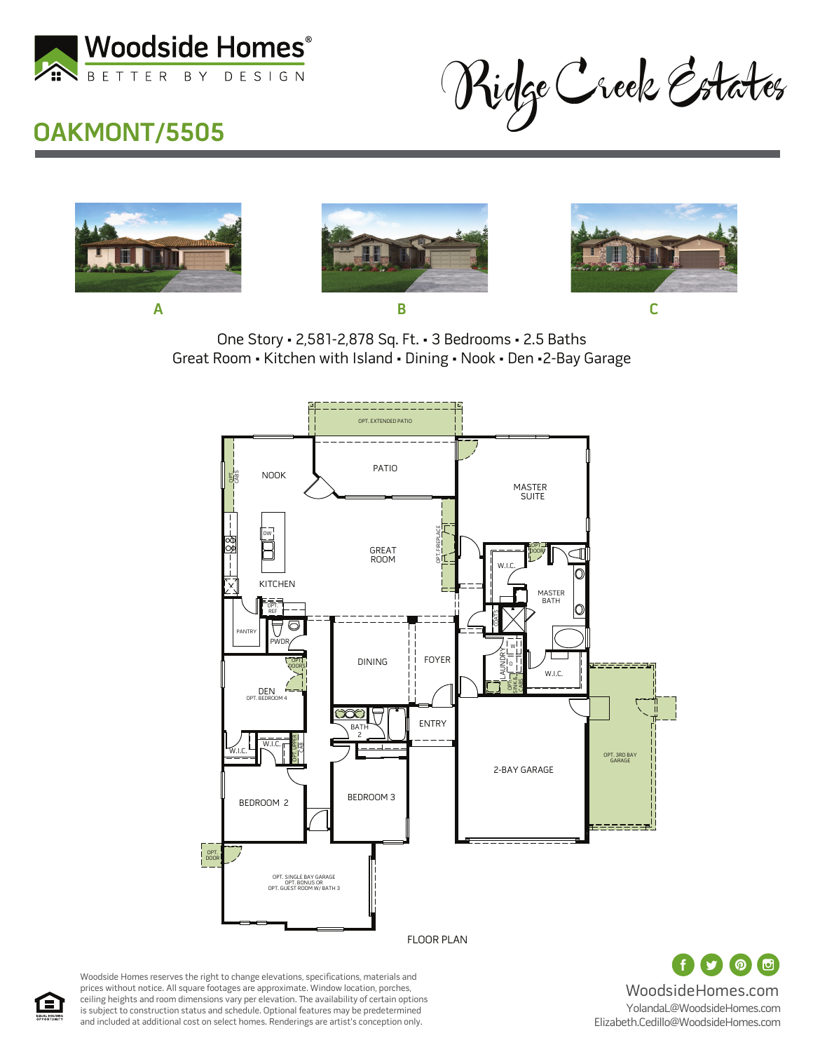Woodside Homes®

BETTER BY DESIGN

Ridge Creek Estates

# OAKMONT/5505

A

B

C

One Story • 2,581-2,878 Sq. Ft. • 3 Bedrooms • 2.5 Baths
Great Room • Kitchen with Island • Dining • Nook • Den • 2-Bay Garage

OPT. EXTENDED PATIO

NOOK

PATIO

MASTER SUITE

OPT. CABS

DW

GREAT ROOM

OPT. FIREPLACE

W.I.C.

OPT. DOOR

MASTER BATH

KITCHEN

OPT. REF

PANTRY

PWDR

COATS

DINING

FOYER

LAUNDRY

W

D

OPT. SINK & CABS

W.I.C.

OPT. DOORS

DEN
OPT. BEDROOM 4

BATH 2

ENTRY

W.I.C.

W.I.C.

OPT. LINEN CAB

OPT. 3RD BAY GARAGE

2-BAY GARAGE

BEDROOM 2

BEDROOM 3

OPT. DOOR

OPT. SINGLE BAY GARAGE
OPT. BONUS OR
OPT. GUEST ROOM W/ BATH 3

FLOOR PLAN

Woodside Homes reserves the right to change elevations, specifications, materials and prices without notice. All square footages are approximate. Window location, porches, ceiling heights and room dimensions vary per elevation. The availability of certain options is subject to construction status and schedule. Optional features may be predetermined and included at additional cost on select homes. Renderings are artist's conception only.

WoodsideHomes.com
YolandaL@WoodsideHomes.com
Elizabeth.Cedillo@WoodsideHomes.com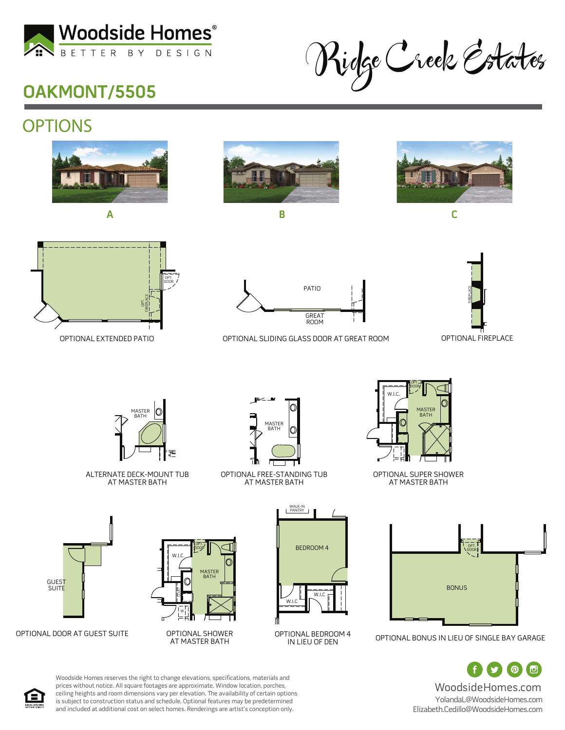Woodside Homes®
BETTER BY DESIGN

Ridge Creek Estates

## OAKMONT/5505

## OPTIONS

A

B

C

OPTIONAL EXTENDED PATIO

OPTIONAL SLIDING GLASS DOOR AT GREAT ROOM

OPTIONAL FIREPLACE

ALTERNATE DECK-MOUNT TUB AT MASTER BATH

OPTIONAL FREE-STANDING TUB AT MASTER BATH

OPTIONAL SUPER SHOWER AT MASTER BATH

OPTIONAL DOOR AT GUEST SUITE

OPTIONAL SHOWER AT MASTER BATH

OPTIONAL BEDROOM 4 IN LIEU OF DEN

OPTIONAL BONUS IN LIEU OF SINGLE BAY GARAGE

Woodside Homes reserves the right to change elevations, specifications, materials and prices without notice. All square footages are approximate. Window location, porches, ceiling heights and room dimensions vary per elevation. The availability of certain options is subject to construction status and schedule. Optional features may be predetermined and included at additional cost on select homes. Renderings are artist's conception only.

WoodsideHomes.com
YolandaL@WoodsideHomes.com
Elizabeth.Cedillo@WoodsideHomes.com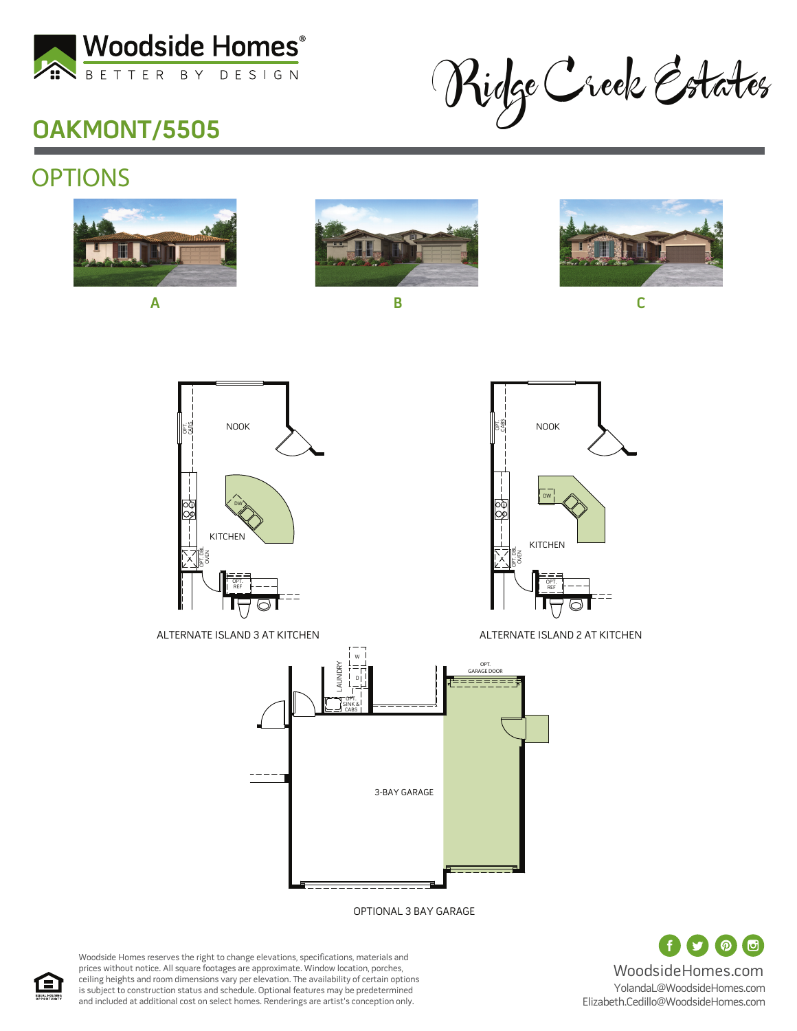Woodside Homes®
BETTER BY DESIGN

Ridge Creek Estates

## OAKMONT/5505

# OPTIONS

A

B

C

NOOK

OPT. CABS

DW

KITCHEN

OPT. DBL OVEN

OPT. REF

ALTERNATE ISLAND 3 AT KITCHEN

NOOK

OPT. CABS

DW

KITCHEN

OPT. DBL OVEN

OPT. REF

ALTERNATE ISLAND 2 AT KITCHEN

W

D

LAUNDRY

OPT. SINK & CABS

OPT. GARAGE DOOR

3-BAY GARAGE

OPTIONAL 3 BAY GARAGE

Woodside Homes reserves the right to change elevations, specifications, materials and prices without notice. All square footages are approximate. Window location, porches, ceiling heights and room dimensions vary per elevation. The availability of certain options is subject to construction status and schedule. Optional features may be predetermined and included at additional cost on select homes. Renderings are artist's conception only.

EQUAL HOUSING OPPORTUNITY

WoodsideHomes.com
YolandaL@WoodsideHomes.com
Elizabeth.Cedillo@WoodsideHomes.com